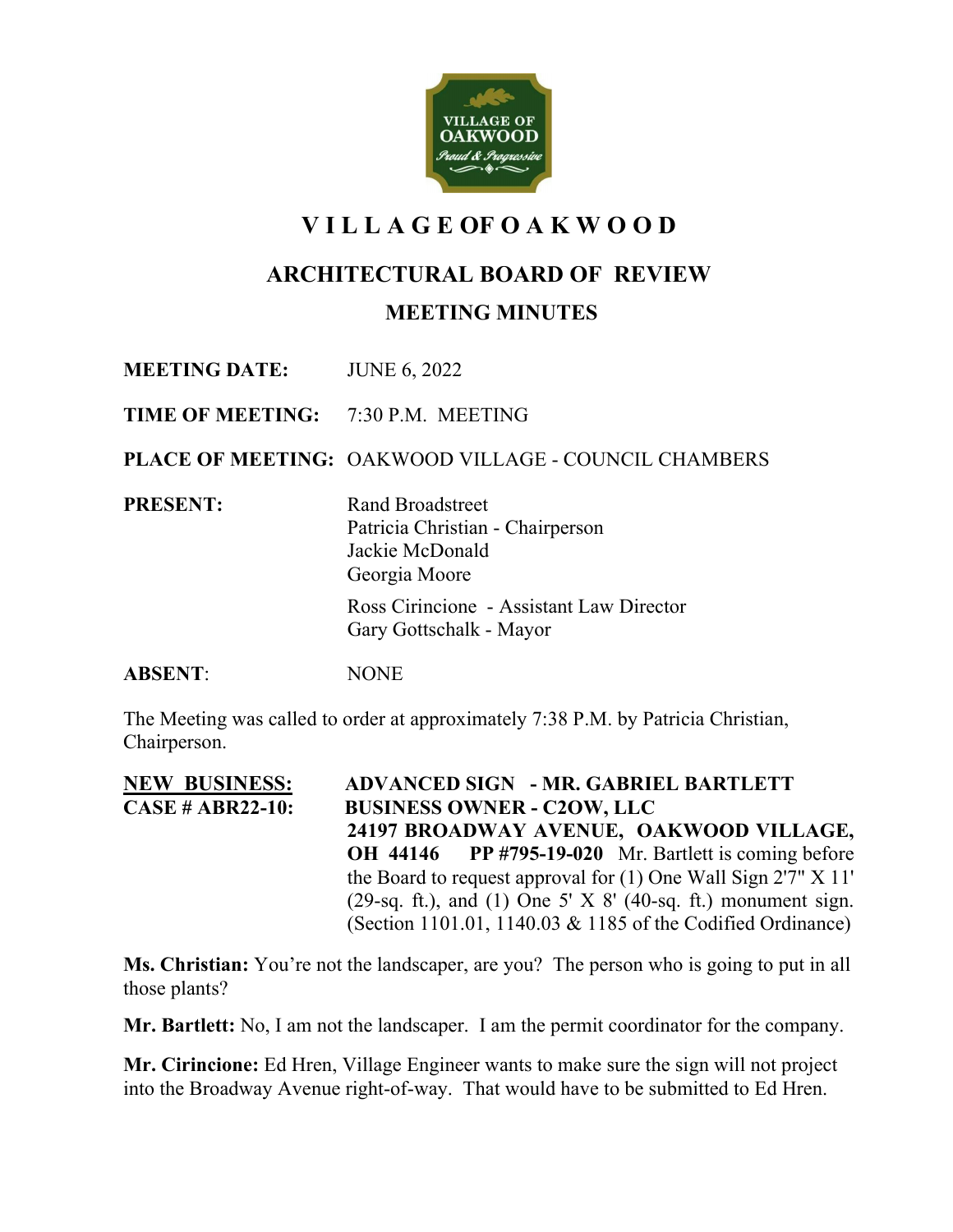# VILLAGE OF OAKWOOD

## ARCHITECTURAL BOARD OF REVIEW

### MEETING MINUTES

**MEETING DATE:** JUNE 6, 2022

**TIME OF MEETING:** 7:30 P.M. MEETING

**PLACE OF MEETING:** OAKWOOD VILLAGE - COUNCIL CHAMBERS

**PRESENT:**
Rand Broadstreet
Patricia Christian - Chairperson
Jackie McDonald
Georgia Moore

Ross Cirincione - Assistant Law Director
Gary Gottschalk - Mayor

**ABSENT:** NONE

The Meeting was called to order at approximately 7:38 P.M. by Patricia Christian, Chairperson.

**NEW BUSINESS:** **ADVANCED SIGN - MR. GABRIEL BARTLETT**
**CASE # ABR22-10:** **BUSINESS OWNER - C2OW, LLC**
**24197 BROADWAY AVENUE, OAKWOOD VILLAGE, OH 44146 PP #795-19-020** Mr. Bartlett is coming before the Board to request approval for (1) One Wall Sign 2'7" X 11' (29-sq. ft.), and (1) One 5' X 8' (40-sq. ft.) monument sign. (Section 1101.01, 1140.03 & 1185 of the Codified Ordinance)

**Ms. Christian:** You're not the landscaper, are you? The person who is going to put in all those plants?

**Mr. Bartlett:** No, I am not the landscaper. I am the permit coordinator for the company.

**Mr. Cirincione:** Ed Hren, Village Engineer wants to make sure the sign will not project into the Broadway Avenue right-of-way. That would have to be submitted to Ed Hren.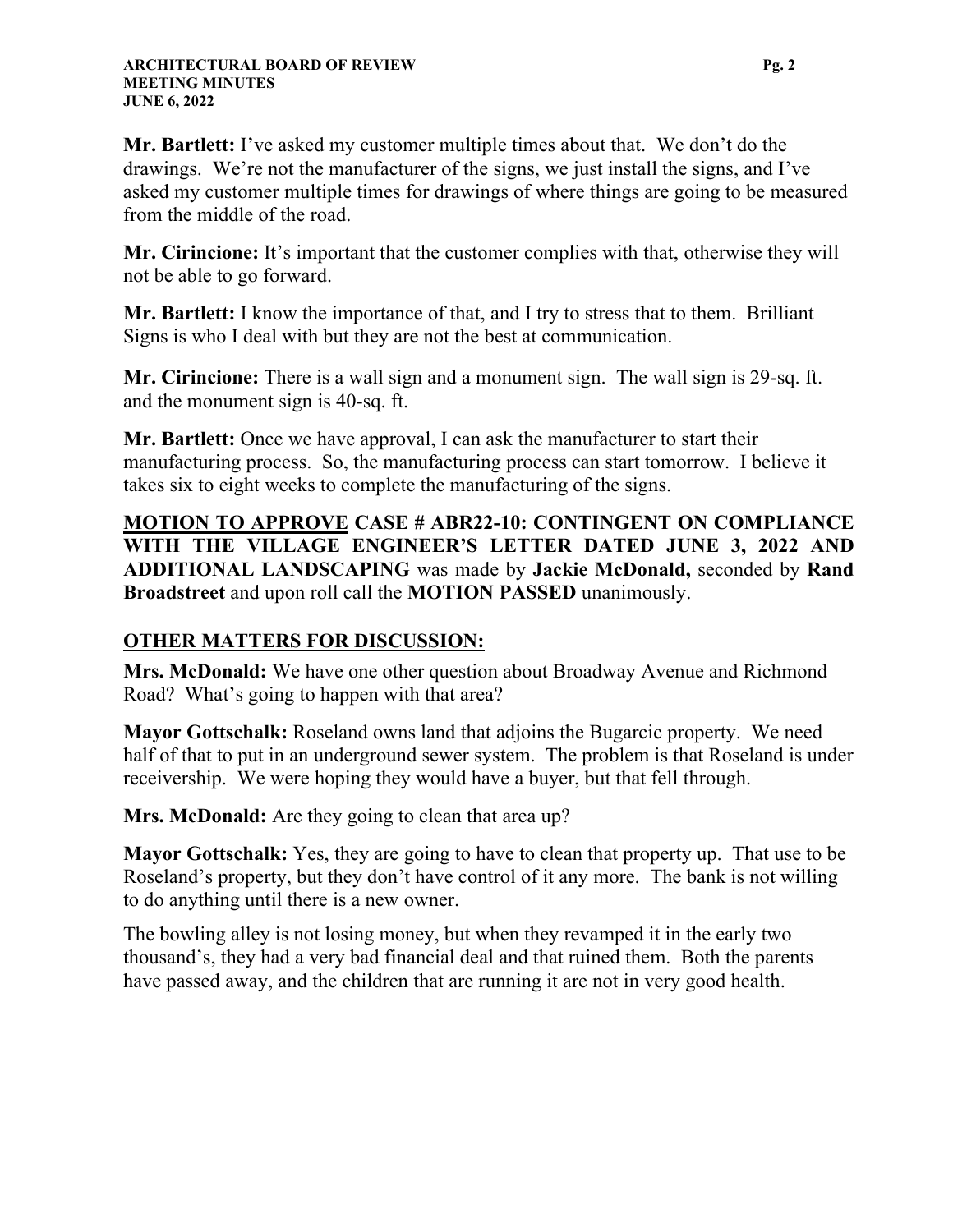**Mr. Bartlett:** I've asked my customer multiple times about that. We don't do the drawings. We're not the manufacturer of the signs, we just install the signs, and I've asked my customer multiple times for drawings of where things are going to be measured from the middle of the road.

**Mr. Cirincione:** It's important that the customer complies with that, otherwise they will not be able to go forward.

**Mr. Bartlett:** I know the importance of that, and I try to stress that to them. Brilliant Signs is who I deal with but they are not the best at communication.

**Mr. Cirincione:** There is a wall sign and a monument sign. The wall sign is 29-sq. ft. and the monument sign is 40-sq. ft.

**Mr. Bartlett:** Once we have approval, I can ask the manufacturer to start their manufacturing process. So, the manufacturing process can start tomorrow. I believe it takes six to eight weeks to complete the manufacturing of the signs.

**<u>MOTION TO APPROVE</u> CASE # ABR22-10: CONTINGENT ON COMPLIANCE WITH THE VILLAGE ENGINEER'S LETTER DATED JUNE 3, 2022 AND ADDITIONAL LANDSCAPING** was made by **Jackie McDonald,** seconded by **Rand Broadstreet** and upon roll call the **MOTION PASSED** unanimously.

## <u>OTHER MATTERS FOR DISCUSSION:</u>

**Mrs. McDonald:** We have one other question about Broadway Avenue and Richmond Road? What's going to happen with that area?

**Mayor Gottschalk:** Roseland owns land that adjoins the Bugarcic property. We need half of that to put in an underground sewer system. The problem is that Roseland is under receivership. We were hoping they would have a buyer, but that fell through.

**Mrs. McDonald:** Are they going to clean that area up?

**Mayor Gottschalk:** Yes, they are going to have to clean that property up. That use to be Roseland's property, but they don't have control of it any more. The bank is not willing to do anything until there is a new owner.

The bowling alley is not losing money, but when they revamped it in the early two thousand's, they had a very bad financial deal and that ruined them. Both the parents have passed away, and the children that are running it are not in very good health.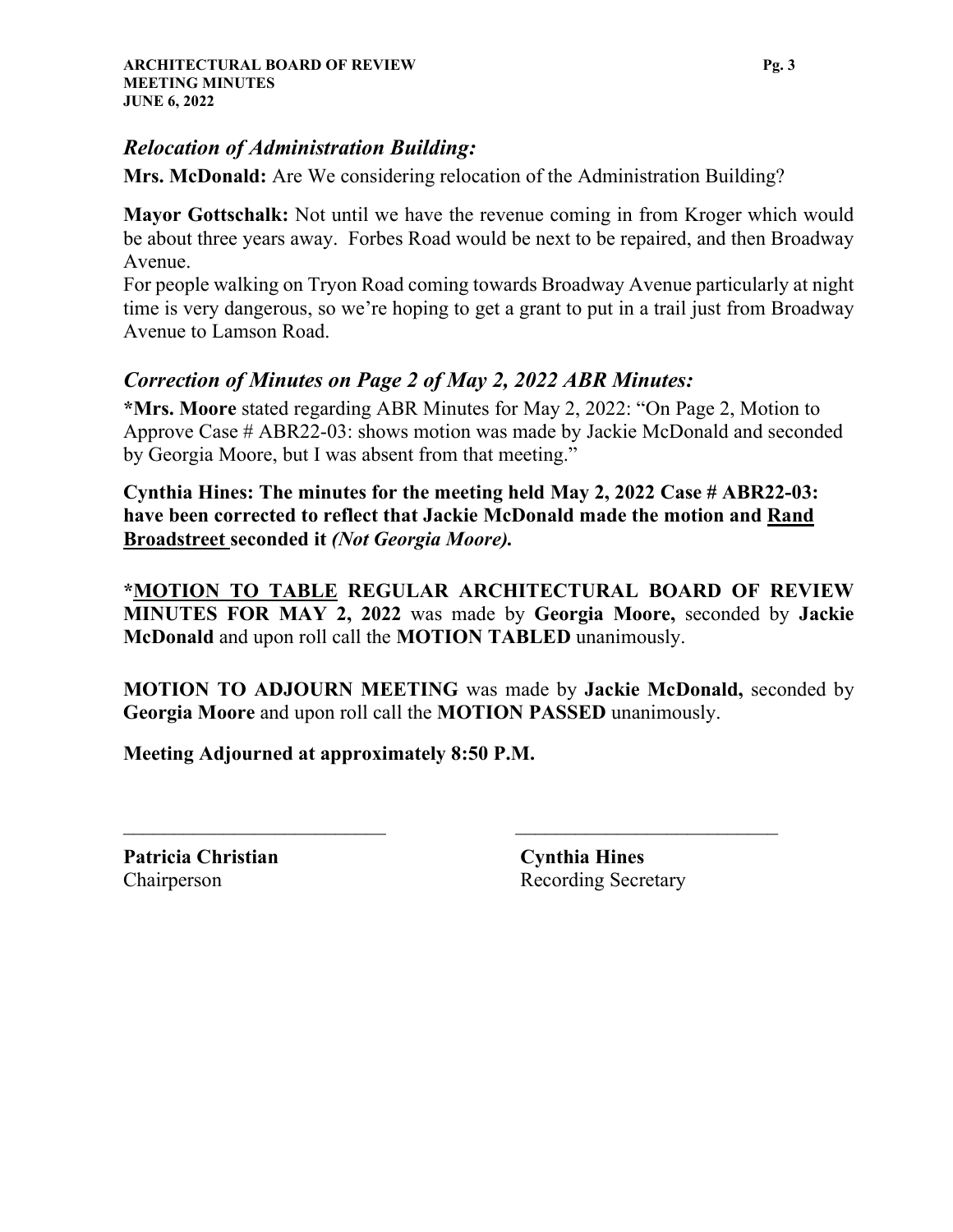### *Relocation of Administration Building:*

**Mrs. McDonald:** Are We considering relocation of the Administration Building?

**Mayor Gottschalk:** Not until we have the revenue coming in from Kroger which would be about three years away. Forbes Road would be next to be repaired, and then Broadway Avenue.

For people walking on Tryon Road coming towards Broadway Avenue particularly at night time is very dangerous, so we're hoping to get a grant to put in a trail just from Broadway Avenue to Lamson Road.

### *Correction of Minutes on Page 2 of May 2, 2022 ABR Minutes:*

***Mrs. Moore** stated regarding ABR Minutes for May 2, 2022: "On Page 2, Motion to Approve Case # ABR22-03: shows motion was made by Jackie McDonald and seconded by Georgia Moore, but I was absent from that meeting."

**Cynthia Hines: The minutes for the meeting held May 2, 2022 Case # ABR22-03: have been corrected to reflect that Jackie McDonald made the motion and <u>Rand Broadstreet</u> seconded it *(Not Georgia Moore).***

***<u>MOTION TO TABLE</u> REGULAR ARCHITECTURAL BOARD OF REVIEW MINUTES FOR MAY 2, 2022** was made by **Georgia Moore,** seconded by **Jackie McDonald** and upon roll call the **MOTION TABLED** unanimously.

**MOTION TO ADJOURN MEETING** was made by **Jackie McDonald,** seconded by **Georgia Moore** and upon roll call the **MOTION PASSED** unanimously.

**Meeting Adjourned at approximately 8:50 P.M.**

\_\_\_\_\_\_\_\_\_\_\_\_\_\_\_\_\_\_\_\_\_\_\_\_\_\_\_\_ \_\_\_\_\_\_\_\_\_\_\_\_\_\_\_\_\_\_\_\_\_\_\_\_\_\_\_\_

**Patricia Christian**
Chairperson

**Cynthia Hines**
Recording Secretary